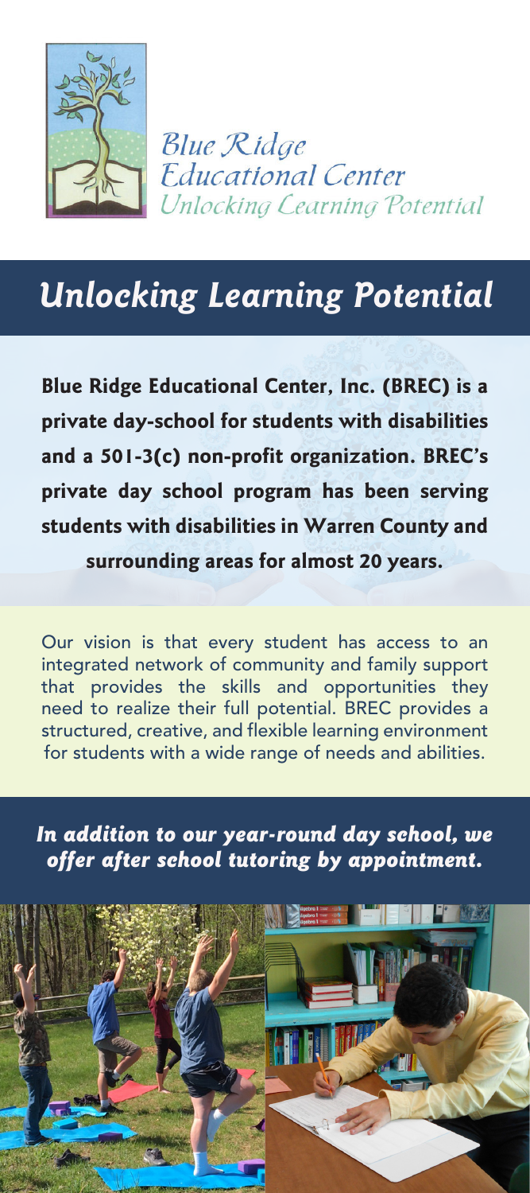Blue Ridge
Educational Center
*Unlocking Learning Potential*

# *Unlocking Learning Potential*

**Blue Ridge Educational Center, Inc. (BREC) is a private day-school for students with disabilities and a 501-3(c) non-profit organization. BREC's private day school program has been serving students with disabilities in Warren County and surrounding areas for almost 20 years.**

Our vision is that every student has access to an integrated network of community and family support that provides the skills and opportunities they need to realize their full potential. BREC provides a structured, creative, and flexible learning environment for students with a wide range of needs and abilities.

***In addition to our year-round day school, we offer after school tutoring by appointment.***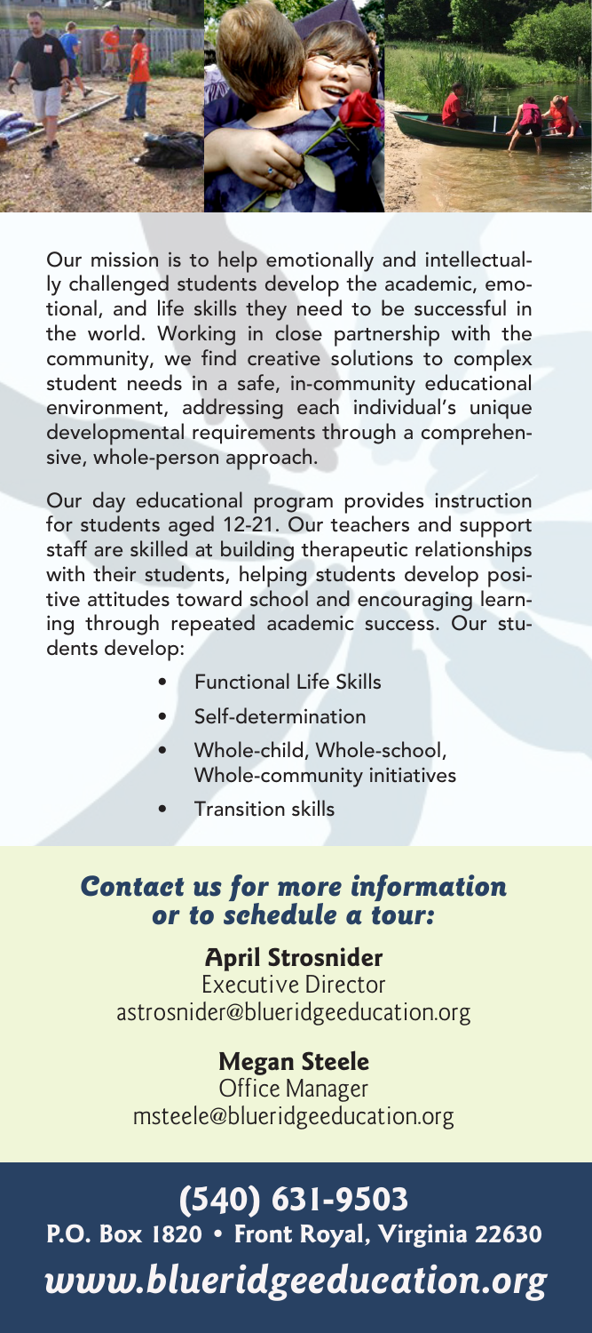Our mission is to help emotionally and intellectually challenged students develop the academic, emotional, and life skills they need to be successful in the world. Working in close partnership with the community, we find creative solutions to complex student needs in a safe, in-community educational environment, addressing each individual's unique developmental requirements through a comprehensive, whole-person approach.

Our day educational program provides instruction for students aged 12-21. Our teachers and support staff are skilled at building therapeutic relationships with their students, helping students develop positive attitudes toward school and encouraging learning through repeated academic success. Our students develop:

- Functional Life Skills
- Self-determination
- Whole-child, Whole-school, Whole-community initiatives
- Transition skills

## *Contact us for more information or to schedule a tour:*

**April Strosnider**
Executive Director
astrosnider@blueridgeeducation.org

**Megan Steele**
Office Manager
msteele@blueridgeeducation.org

**(540) 631-9503**
**P.O. Box 1820 • Front Royal, Virginia 22630**
***www.blueridgeeducation.org***